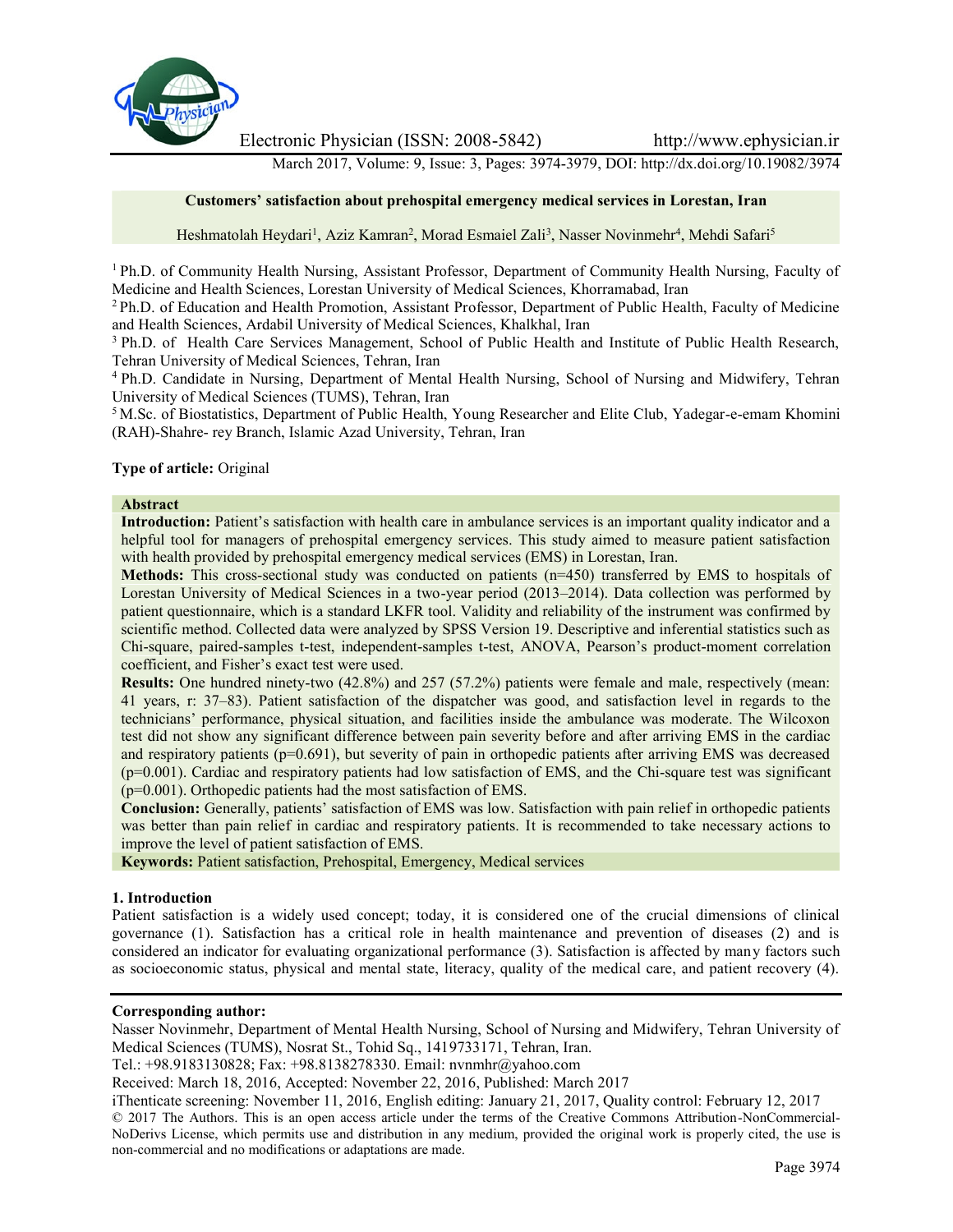Electronic Physician (ISSN: 2008-5842) http://www.ephysician.ir

March 2017, Volume: 9, Issue: 3, Pages: 3974-3979, DOI: http://dx.doi.org/10.19082/3974

# Customers' satisfaction about prehospital emergency medical services in Lorestan, Iran

Heshmatolah Heydari[1], Aziz Kamran[2], Morad Esmaiel Zali[3], Nasser Novinmehr[4], Mehdi Safari[5]

[1] Ph.D. of Community Health Nursing, Assistant Professor, Department of Community Health Nursing, Faculty of Medicine and Health Sciences, Lorestan University of Medical Sciences, Khorramabad, Iran

[2] Ph.D. of Education and Health Promotion, Assistant Professor, Department of Public Health, Faculty of Medicine and Health Sciences, Ardabil University of Medical Sciences, Khalkhal, Iran

[3] Ph.D. of Health Care Services Management, School of Public Health and Institute of Public Health Research, Tehran University of Medical Sciences, Tehran, Iran

[4] Ph.D. Candidate in Nursing, Department of Mental Health Nursing, School of Nursing and Midwifery, Tehran University of Medical Sciences (TUMS), Tehran, Iran

[5] M.Sc. of Biostatistics, Department of Public Health, Young Researcher and Elite Club, Yadegar-e-emam Khomini (RAH)-Shahre- rey Branch, Islamic Azad University, Tehran, Iran

**Type of article:** Original

## Abstract

**Introduction:** Patient's satisfaction with health care in ambulance services is an important quality indicator and a helpful tool for managers of prehospital emergency services. This study aimed to measure patient satisfaction with health provided by prehospital emergency medical services (EMS) in Lorestan, Iran.

**Methods:** This cross-sectional study was conducted on patients (n=450) transferred by EMS to hospitals of Lorestan University of Medical Sciences in a two-year period (2013–2014). Data collection was performed by patient questionnaire, which is a standard LKFR tool. Validity and reliability of the instrument was confirmed by scientific method. Collected data were analyzed by SPSS Version 19. Descriptive and inferential statistics such as Chi-square, paired-samples t-test, independent-samples t-test, ANOVA, Pearson's product-moment correlation coefficient, and Fisher's exact test were used.

**Results:** One hundred ninety-two (42.8%) and 257 (57.2%) patients were female and male, respectively (mean: 41 years, r: 37–83). Patient satisfaction of the dispatcher was good, and satisfaction level in regards to the technicians' performance, physical situation, and facilities inside the ambulance was moderate. The Wilcoxon test did not show any significant difference between pain severity before and after arriving EMS in the cardiac and respiratory patients (p=0.691), but severity of pain in orthopedic patients after arriving EMS was decreased (p=0.001). Cardiac and respiratory patients had low satisfaction of EMS, and the Chi-square test was significant (p=0.001). Orthopedic patients had the most satisfaction of EMS.

**Conclusion:** Generally, patients' satisfaction of EMS was low. Satisfaction with pain relief in orthopedic patients was better than pain relief in cardiac and respiratory patients. It is recommended to take necessary actions to improve the level of patient satisfaction of EMS.

**Keywords:** Patient satisfaction, Prehospital, Emergency, Medical services

## 1. Introduction

Patient satisfaction is a widely used concept; today, it is considered one of the crucial dimensions of clinical governance (1). Satisfaction has a critical role in health maintenance and prevention of diseases (2) and is considered an indicator for evaluating organizational performance (3). Satisfaction is affected by many factors such as socioeconomic status, physical and mental state, literacy, quality of the medical care, and patient recovery (4).

**Corresponding author:**

Nasser Novinmehr, Department of Mental Health Nursing, School of Nursing and Midwifery, Tehran University of Medical Sciences (TUMS), Nosrat St., Tohid Sq., 1419733171, Tehran, Iran.

Tel.: +98.9183130828; Fax: +98.8138278330. Email: nvnmhr@yahoo.com

Received: March 18, 2016, Accepted: November 22, 2016, Published: March 2017

iThenticate screening: November 11, 2016, English editing: January 21, 2017, Quality control: February 12, 2017

© 2017 The Authors. This is an open access article under the terms of the Creative Commons Attribution-NonCommercial-NoDerivs License, which permits use and distribution in any medium, provided the original work is properly cited, the use is non-commercial and no modifications or adaptations are made.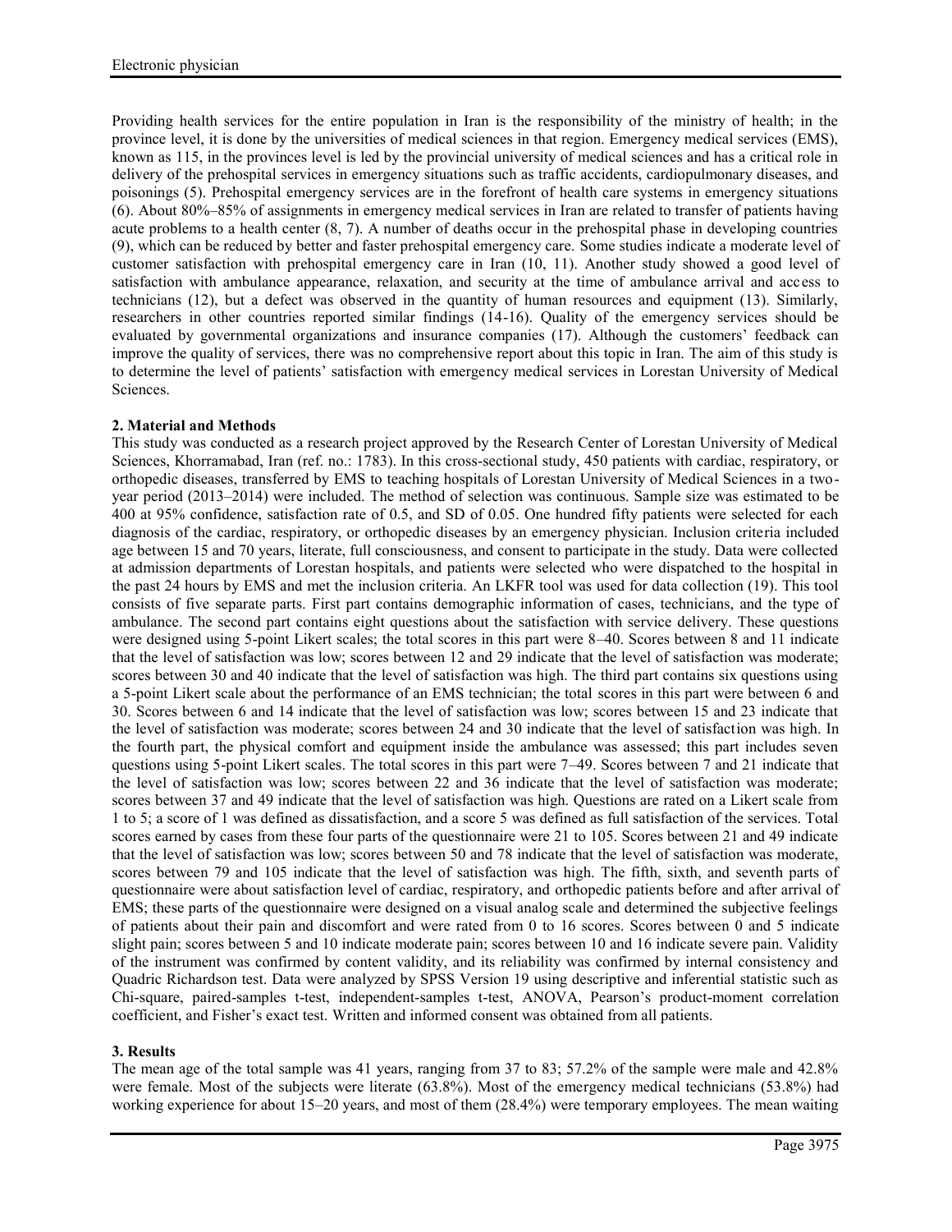Providing health services for the entire population in Iran is the responsibility of the ministry of health; in the province level, it is done by the universities of medical sciences in that region. Emergency medical services (EMS), known as 115, in the provinces level is led by the provincial university of medical sciences and has a critical role in delivery of the prehospital services in emergency situations such as traffic accidents, cardiopulmonary diseases, and poisonings (5). Prehospital emergency services are in the forefront of health care systems in emergency situations (6). About 80%–85% of assignments in emergency medical services in Iran are related to transfer of patients having acute problems to a health center (8, 7). A number of deaths occur in the prehospital phase in developing countries (9), which can be reduced by better and faster prehospital emergency care. Some studies indicate a moderate level of customer satisfaction with prehospital emergency care in Iran (10, 11). Another study showed a good level of satisfaction with ambulance appearance, relaxation, and security at the time of ambulance arrival and access to technicians (12), but a defect was observed in the quantity of human resources and equipment (13). Similarly, researchers in other countries reported similar findings (14-16). Quality of the emergency services should be evaluated by governmental organizations and insurance companies (17). Although the customers' feedback can improve the quality of services, there was no comprehensive report about this topic in Iran. The aim of this study is to determine the level of patients' satisfaction with emergency medical services in Lorestan University of Medical Sciences.

## 2. Material and Methods

This study was conducted as a research project approved by the Research Center of Lorestan University of Medical Sciences, Khorramabad, Iran (ref. no.: 1783). In this cross-sectional study, 450 patients with cardiac, respiratory, or orthopedic diseases, transferred by EMS to teaching hospitals of Lorestan University of Medical Sciences in a two-year period (2013–2014) were included. The method of selection was continuous. Sample size was estimated to be 400 at 95% confidence, satisfaction rate of 0.5, and SD of 0.05. One hundred fifty patients were selected for each diagnosis of the cardiac, respiratory, or orthopedic diseases by an emergency physician. Inclusion criteria included age between 15 and 70 years, literate, full consciousness, and consent to participate in the study. Data were collected at admission departments of Lorestan hospitals, and patients were selected who were dispatched to the hospital in the past 24 hours by EMS and met the inclusion criteria. An LKFR tool was used for data collection (19). This tool consists of five separate parts. First part contains demographic information of cases, technicians, and the type of ambulance. The second part contains eight questions about the satisfaction with service delivery. These questions were designed using 5-point Likert scales; the total scores in this part were 8–40. Scores between 8 and 11 indicate that the level of satisfaction was low; scores between 12 and 29 indicate that the level of satisfaction was moderate; scores between 30 and 40 indicate that the level of satisfaction was high. The third part contains six questions using a 5-point Likert scale about the performance of an EMS technician; the total scores in this part were between 6 and 30. Scores between 6 and 14 indicate that the level of satisfaction was low; scores between 15 and 23 indicate that the level of satisfaction was moderate; scores between 24 and 30 indicate that the level of satisfaction was high. In the fourth part, the physical comfort and equipment inside the ambulance was assessed; this part includes seven questions using 5-point Likert scales. The total scores in this part were 7–49. Scores between 7 and 21 indicate that the level of satisfaction was low; scores between 22 and 36 indicate that the level of satisfaction was moderate; scores between 37 and 49 indicate that the level of satisfaction was high. Questions are rated on a Likert scale from 1 to 5; a score of 1 was defined as dissatisfaction, and a score 5 was defined as full satisfaction of the services. Total scores earned by cases from these four parts of the questionnaire were 21 to 105. Scores between 21 and 49 indicate that the level of satisfaction was low; scores between 50 and 78 indicate that the level of satisfaction was moderate, scores between 79 and 105 indicate that the level of satisfaction was high. The fifth, sixth, and seventh parts of questionnaire were about satisfaction level of cardiac, respiratory, and orthopedic patients before and after arrival of EMS; these parts of the questionnaire were designed on a visual analog scale and determined the subjective feelings of patients about their pain and discomfort and were rated from 0 to 16 scores. Scores between 0 and 5 indicate slight pain; scores between 5 and 10 indicate moderate pain; scores between 10 and 16 indicate severe pain. Validity of the instrument was confirmed by content validity, and its reliability was confirmed by internal consistency and Quadric Richardson test. Data were analyzed by SPSS Version 19 using descriptive and inferential statistic such as Chi-square, paired-samples t-test, independent-samples t-test, ANOVA, Pearson's product-moment correlation coefficient, and Fisher's exact test. Written and informed consent was obtained from all patients.

## 3. Results

The mean age of the total sample was 41 years, ranging from 37 to 83; 57.2% of the sample were male and 42.8% were female. Most of the subjects were literate (63.8%). Most of the emergency medical technicians (53.8%) had working experience for about 15–20 years, and most of them (28.4%) were temporary employees. The mean waiting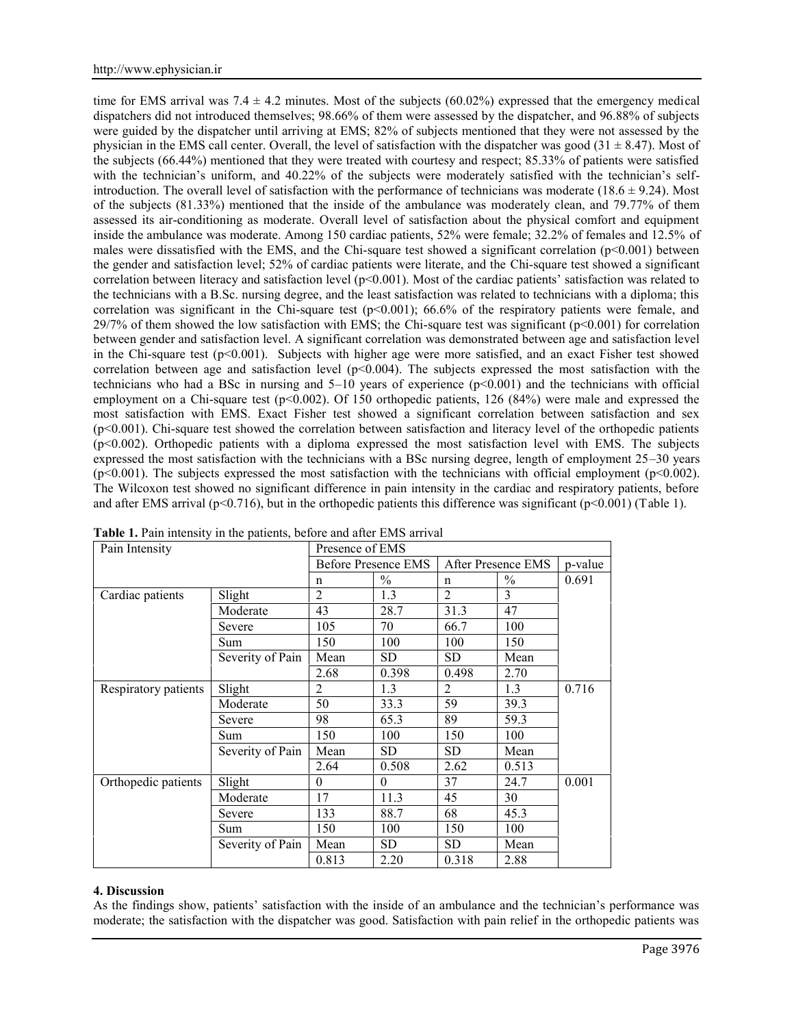time for EMS arrival was 7.4 ± 4.2 minutes. Most of the subjects (60.02%) expressed that the emergency medical dispatchers did not introduced themselves; 98.66% of them were assessed by the dispatcher, and 96.88% of subjects were guided by the dispatcher until arriving at EMS; 82% of subjects mentioned that they were not assessed by the physician in the EMS call center. Overall, the level of satisfaction with the dispatcher was good (31 ± 8.47). Most of the subjects (66.44%) mentioned that they were treated with courtesy and respect; 85.33% of patients were satisfied with the technician's uniform, and 40.22% of the subjects were moderately satisfied with the technician's self-introduction. The overall level of satisfaction with the performance of technicians was moderate (18.6 ± 9.24). Most of the subjects (81.33%) mentioned that the inside of the ambulance was moderately clean, and 79.77% of them assessed its air-conditioning as moderate. Overall level of satisfaction about the physical comfort and equipment inside the ambulance was moderate. Among 150 cardiac patients, 52% were female; 32.2% of females and 12.5% of males were dissatisfied with the EMS, and the Chi-square test showed a significant correlation ($p<0.001$) between the gender and satisfaction level; 52% of cardiac patients were literate, and the Chi-square test showed a significant correlation between literacy and satisfaction level ($p<0.001$). Most of the cardiac patients' satisfaction was related to the technicians with a B.Sc. nursing degree, and the least satisfaction was related to technicians with a diploma; this correlation was significant in the Chi-square test ($p<0.001$); 66.6% of the respiratory patients were female, and 29/7% of them showed the low satisfaction with EMS; the Chi-square test was significant ($p<0.001$) for correlation between gender and satisfaction level. A significant correlation was demonstrated between age and satisfaction level in the Chi-square test ($p<0.001$). Subjects with higher age were more satisfied, and an exact Fisher test showed correlation between age and satisfaction level ($p<0.004$). The subjects expressed the most satisfaction with the technicians who had a BSc in nursing and 5–10 years of experience ($p<0.001$) and the technicians with official employment on a Chi-square test ($p<0.002$). Of 150 orthopedic patients, 126 (84%) were male and expressed the most satisfaction with EMS. Exact Fisher test showed a significant correlation between satisfaction and sex ($p<0.001$). Chi-square test showed the correlation between satisfaction and literacy level of the orthopedic patients ($p<0.002$). Orthopedic patients with a diploma expressed the most satisfaction level with EMS. The subjects expressed the most satisfaction with the technicians with a BSc nursing degree, length of employment 25–30 years ($p<0.001$). The subjects expressed the most satisfaction with the technicians with official employment ($p<0.002$). The Wilcoxon test showed no significant difference in pain intensity in the cardiac and respiratory patients, before and after EMS arrival ($p<0.716$), but in the orthopedic patients this difference was significant ($p<0.001$) (Table 1).

**Table 1.** Pain intensity in the patients, before and after EMS arrival

| Pain Intensity | | Presence of EMS | | | | |
|---|---|---|---|---|---|---|
| | | Before Presence EMS | | After Presence EMS | | p-value |
| | | n | % | n | % | 0.691 |
| Cardiac patients | Slight | 2 | 1.3 | 2 | 3 | |
| | Moderate | 43 | 28.7 | 31.3 | 47 | |
| | Severe | 105 | 70 | 66.7 | 100 | |
| | Sum | 150 | 100 | 100 | 150 | |
| | Severity of Pain | Mean | SD | SD | Mean | |
| | | 2.68 | 0.398 | 0.498 | 2.70 | |
| Respiratory patients | Slight | 2 | 1.3 | 2 | 1.3 | 0.716 |
| | Moderate | 50 | 33.3 | 59 | 39.3 | |
| | Severe | 98 | 65.3 | 89 | 59.3 | |
| | Sum | 150 | 100 | 150 | 100 | |
| | Severity of Pain | Mean | SD | SD | Mean | |
| | | 2.64 | 0.508 | 2.62 | 0.513 | |
| Orthopedic patients | Slight | 0 | 0 | 37 | 24.7 | 0.001 |
| | Moderate | 17 | 11.3 | 45 | 30 | |
| | Severe | 133 | 88.7 | 68 | 45.3 | |
| | Sum | 150 | 100 | 150 | 100 | |
| | Severity of Pain | Mean | SD | SD | Mean | |
| | | 0.813 | 2.20 | 0.318 | 2.88 | |

## 4. Discussion

As the findings show, patients' satisfaction with the inside of an ambulance and the technician's performance was moderate; the satisfaction with the dispatcher was good. Satisfaction with pain relief in the orthopedic patients was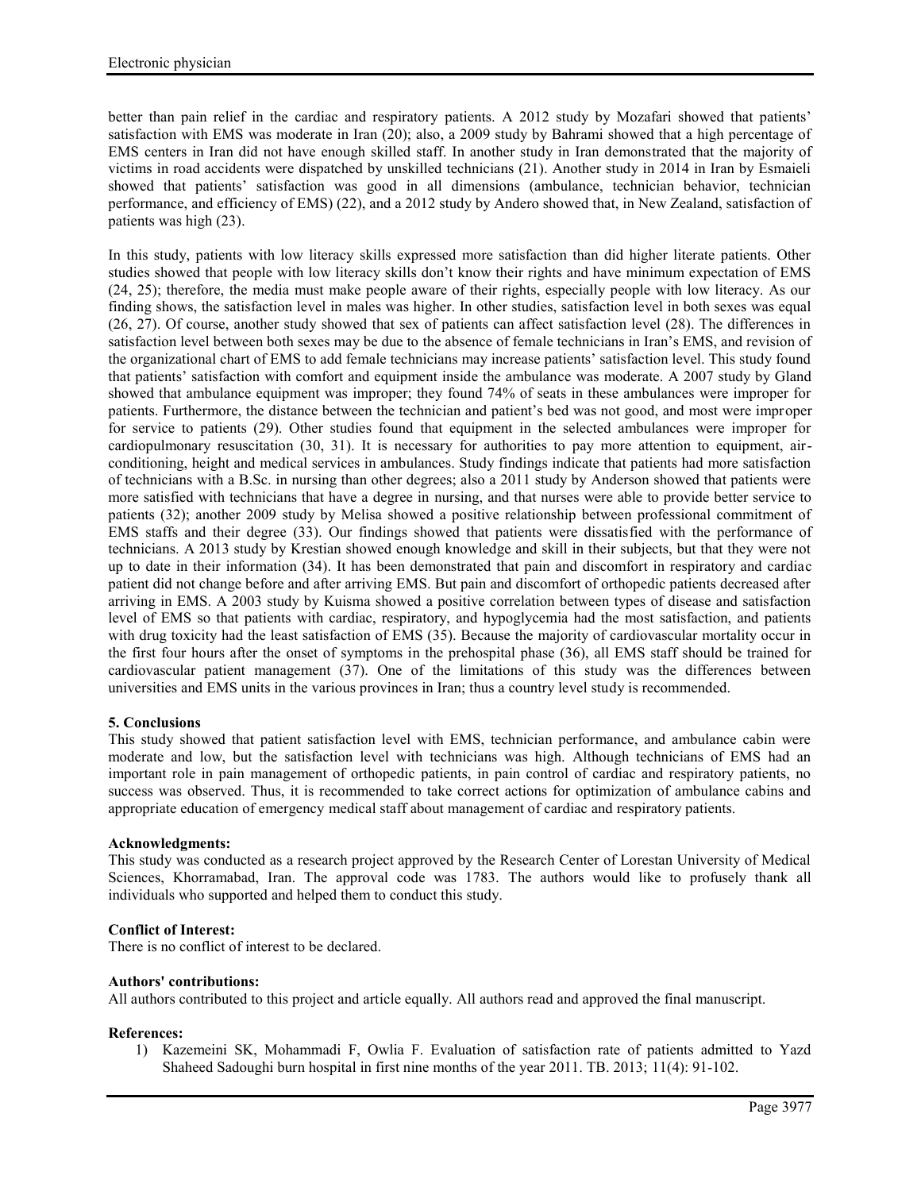better than pain relief in the cardiac and respiratory patients. A 2012 study by Mozafari showed that patients' satisfaction with EMS was moderate in Iran (20); also, a 2009 study by Bahrami showed that a high percentage of EMS centers in Iran did not have enough skilled staff. In another study in Iran demonstrated that the majority of victims in road accidents were dispatched by unskilled technicians (21). Another study in 2014 in Iran by Esmaieli showed that patients' satisfaction was good in all dimensions (ambulance, technician behavior, technician performance, and efficiency of EMS) (22), and a 2012 study by Andero showed that, in New Zealand, satisfaction of patients was high (23).

In this study, patients with low literacy skills expressed more satisfaction than did higher literate patients. Other studies showed that people with low literacy skills don't know their rights and have minimum expectation of EMS (24, 25); therefore, the media must make people aware of their rights, especially people with low literacy. As our finding shows, the satisfaction level in males was higher. In other studies, satisfaction level in both sexes was equal (26, 27). Of course, another study showed that sex of patients can affect satisfaction level (28). The differences in satisfaction level between both sexes may be due to the absence of female technicians in Iran's EMS, and revision of the organizational chart of EMS to add female technicians may increase patients' satisfaction level. This study found that patients' satisfaction with comfort and equipment inside the ambulance was moderate. A 2007 study by Gland showed that ambulance equipment was improper; they found 74% of seats in these ambulances were improper for patients. Furthermore, the distance between the technician and patient's bed was not good, and most were improper for service to patients (29). Other studies found that equipment in the selected ambulances were improper for cardiopulmonary resuscitation (30, 31). It is necessary for authorities to pay more attention to equipment, air-conditioning, height and medical services in ambulances. Study findings indicate that patients had more satisfaction of technicians with a B.Sc. in nursing than other degrees; also a 2011 study by Anderson showed that patients were more satisfied with technicians that have a degree in nursing, and that nurses were able to provide better service to patients (32); another 2009 study by Melisa showed a positive relationship between professional commitment of EMS staffs and their degree (33). Our findings showed that patients were dissatisfied with the performance of technicians. A 2013 study by Krestian showed enough knowledge and skill in their subjects, but that they were not up to date in their information (34). It has been demonstrated that pain and discomfort in respiratory and cardiac patient did not change before and after arriving EMS. But pain and discomfort of orthopedic patients decreased after arriving in EMS. A 2003 study by Kuisma showed a positive correlation between types of disease and satisfaction level of EMS so that patients with cardiac, respiratory, and hypoglycemia had the most satisfaction, and patients with drug toxicity had the least satisfaction of EMS (35). Because the majority of cardiovascular mortality occur in the first four hours after the onset of symptoms in the prehospital phase (36), all EMS staff should be trained for cardiovascular patient management (37). One of the limitations of this study was the differences between universities and EMS units in the various provinces in Iran; thus a country level study is recommended.

## 5. Conclusions

This study showed that patient satisfaction level with EMS, technician performance, and ambulance cabin were moderate and low, but the satisfaction level with technicians was high. Although technicians of EMS had an important role in pain management of orthopedic patients, in pain control of cardiac and respiratory patients, no success was observed. Thus, it is recommended to take correct actions for optimization of ambulance cabins and appropriate education of emergency medical staff about management of cardiac and respiratory patients.

**Acknowledgments:**

This study was conducted as a research project approved by the Research Center of Lorestan University of Medical Sciences, Khorramabad, Iran. The approval code was 1783. The authors would like to profusely thank all individuals who supported and helped them to conduct this study.

**Conflict of Interest:**

There is no conflict of interest to be declared.

**Authors' contributions:**

All authors contributed to this project and article equally. All authors read and approved the final manuscript.

**References:**

1) Kazemeini SK, Mohammadi F, Owlia F. Evaluation of satisfaction rate of patients admitted to Yazd Shaheed Sadoughi burn hospital in first nine months of the year 2011. TB. 2013; 11(4): 91-102.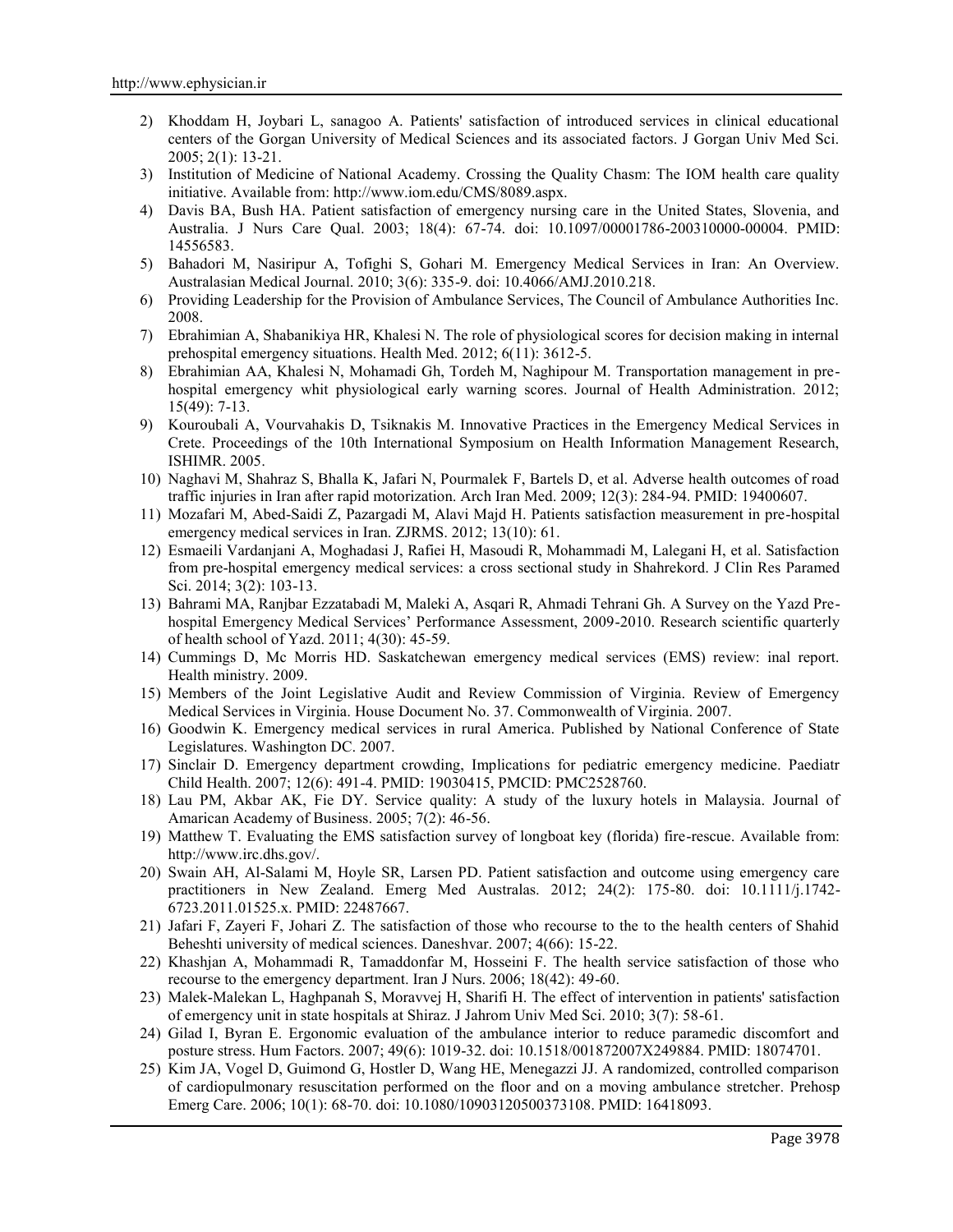2) Khoddam H, Joybari L, sanagoo A. Patients' satisfaction of introduced services in clinical educational centers of the Gorgan University of Medical Sciences and its associated factors. J Gorgan Univ Med Sci. 2005; 2(1): 13-21.
3) Institution of Medicine of National Academy. Crossing the Quality Chasm: The IOM health care quality initiative. Available from: http://www.iom.edu/CMS/8089.aspx.
4) Davis BA, Bush HA. Patient satisfaction of emergency nursing care in the United States, Slovenia, and Australia. J Nurs Care Qual. 2003; 18(4): 67-74. doi: 10.1097/00001786-200310000-00004. PMID: 14556583.
5) Bahadori M, Nasiripur A, Tofighi S, Gohari M. Emergency Medical Services in Iran: An Overview. Australasian Medical Journal. 2010; 3(6): 335-9. doi: 10.4066/AMJ.2010.218.
6) Providing Leadership for the Provision of Ambulance Services, The Council of Ambulance Authorities Inc. 2008.
7) Ebrahimian A, Shabanikiya HR, Khalesi N. The role of physiological scores for decision making in internal prehospital emergency situations. Health Med. 2012; 6(11): 3612-5.
8) Ebrahimian AA, Khalesi N, Mohamadi Gh, Tordeh M, Naghipour M. Transportation management in pre-hospital emergency whit physiological early warning scores. Journal of Health Administration. 2012; 15(49): 7-13.
9) Kouroubali A, Vourvahakis D, Tsiknakis M. Innovative Practices in the Emergency Medical Services in Crete. Proceedings of the 10th International Symposium on Health Information Management Research, ISHIMR. 2005.
10) Naghavi M, Shahraz S, Bhalla K, Jafari N, Pourmalek F, Bartels D, et al. Adverse health outcomes of road traffic injuries in Iran after rapid motorization. Arch Iran Med. 2009; 12(3): 284-94. PMID: 19400607.
11) Mozafari M, Abed-Saidi Z, Pazargadi M, Alavi Majd H. Patients satisfaction measurement in pre-hospital emergency medical services in Iran. ZJRMS. 2012; 13(10): 61.
12) Esmaeili Vardanjani A, Moghadasi J, Rafiei H, Masoudi R, Mohammadi M, Lalegani H, et al. Satisfaction from pre-hospital emergency medical services: a cross sectional study in Shahrekord. J Clin Res Paramed Sci. 2014; 3(2): 103-13.
13) Bahrami MA, Ranjbar Ezzatabadi M, Maleki A, Asqari R, Ahmadi Tehrani Gh. A Survey on the Yazd Pre-hospital Emergency Medical Services' Performance Assessment, 2009-2010. Research scientific quarterly of health school of Yazd. 2011; 4(30): 45-59.
14) Cummings D, Mc Morris HD. Saskatchewan emergency medical services (EMS) review: inal report. Health ministry. 2009.
15) Members of the Joint Legislative Audit and Review Commission of Virginia. Review of Emergency Medical Services in Virginia. House Document No. 37. Commonwealth of Virginia. 2007.
16) Goodwin K. Emergency medical services in rural America. Published by National Conference of State Legislatures. Washington DC. 2007.
17) Sinclair D. Emergency department crowding, Implications for pediatric emergency medicine. Paediatr Child Health. 2007; 12(6): 491-4. PMID: 19030415, PMCID: PMC2528760.
18) Lau PM, Akbar AK, Fie DY. Service quality: A study of the luxury hotels in Malaysia. Journal of Amarican Academy of Business. 2005; 7(2): 46-56.
19) Matthew T. Evaluating the EMS satisfaction survey of longboat key (florida) fire-rescue. Available from: http://www.irc.dhs.gov/.
20) Swain AH, Al-Salami M, Hoyle SR, Larsen PD. Patient satisfaction and outcome using emergency care practitioners in New Zealand. Emerg Med Australas. 2012; 24(2): 175-80. doi: 10.1111/j.1742-6723.2011.01525.x. PMID: 22487667.
21) Jafari F, Zayeri F, Johari Z. The satisfaction of those who recourse to the to the health centers of Shahid Beheshti university of medical sciences. Daneshvar. 2007; 4(66): 15-22.
22) Khashjan A, Mohammadi R, Tamaddonfar M, Hosseini F. The health service satisfaction of those who recourse to the emergency department. Iran J Nurs. 2006; 18(42): 49-60.
23) Malek-Malekan L, Haghpanah S, Moravvej H, Sharifi H. The effect of intervention in patients' satisfaction of emergency unit in state hospitals at Shiraz. J Jahrom Univ Med Sci. 2010; 3(7): 58-61.
24) Gilad I, Byran E. Ergonomic evaluation of the ambulance interior to reduce paramedic discomfort and posture stress. Hum Factors. 2007; 49(6): 1019-32. doi: 10.1518/001872007X249884. PMID: 18074701.
25) Kim JA, Vogel D, Guimond G, Hostler D, Wang HE, Menegazzi JJ. A randomized, controlled comparison of cardiopulmonary resuscitation performed on the floor and on a moving ambulance stretcher. Prehosp Emerg Care. 2006; 10(1): 68-70. doi: 10.1080/10903120500373108. PMID: 16418093.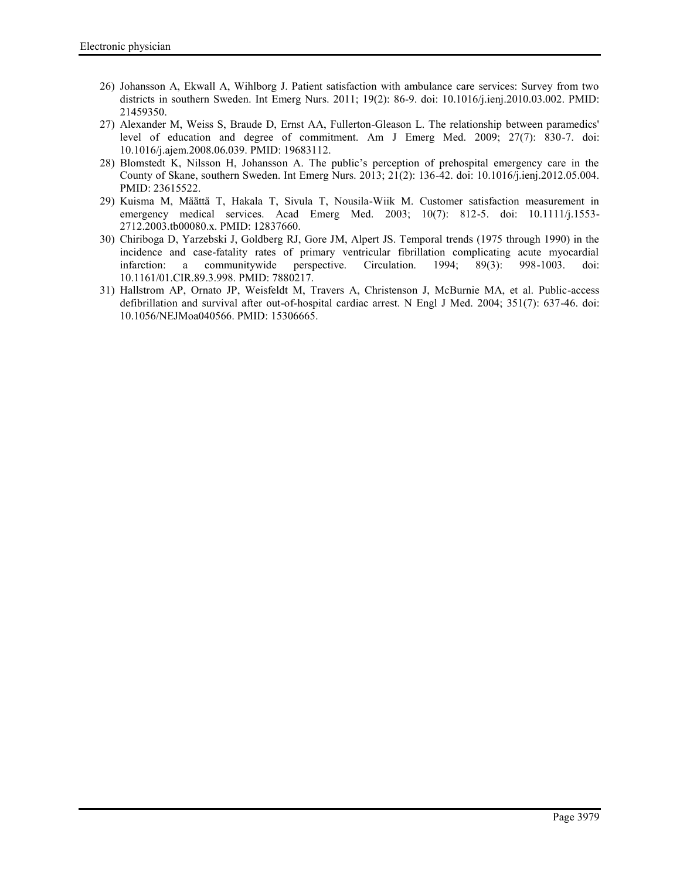26) Johansson A, Ekwall A, Wihlborg J. Patient satisfaction with ambulance care services: Survey from two districts in southern Sweden. Int Emerg Nurs. 2011; 19(2): 86-9. doi: 10.1016/j.ienj.2010.03.002. PMID: 21459350.
27) Alexander M, Weiss S, Braude D, Ernst AA, Fullerton-Gleason L. The relationship between paramedics' level of education and degree of commitment. Am J Emerg Med. 2009; 27(7): 830-7. doi: 10.1016/j.ajem.2008.06.039. PMID: 19683112.
28) Blomstedt K, Nilsson H, Johansson A. The public's perception of prehospital emergency care in the County of Skane, southern Sweden. Int Emerg Nurs. 2013; 21(2): 136-42. doi: 10.1016/j.ienj.2012.05.004. PMID: 23615522.
29) Kuisma M, Määttä T, Hakala T, Sivula T, Nousila-Wiik M. Customer satisfaction measurement in emergency medical services. Acad Emerg Med. 2003; 10(7): 812-5. doi: 10.1111/j.1553-2712.2003.tb00080.x. PMID: 12837660.
30) Chiriboga D, Yarzebski J, Goldberg RJ, Gore JM, Alpert JS. Temporal trends (1975 through 1990) in the incidence and case-fatality rates of primary ventricular fibrillation complicating acute myocardial infarction: a communitywide perspective. Circulation. 1994; 89(3): 998-1003. doi: 10.1161/01.CIR.89.3.998. PMID: 7880217.
31) Hallstrom AP, Ornato JP, Weisfeldt M, Travers A, Christenson J, McBurnie MA, et al. Public-access defibrillation and survival after out-of-hospital cardiac arrest. N Engl J Med. 2004; 351(7): 637-46. doi: 10.1056/NEJMoa040566. PMID: 15306665.